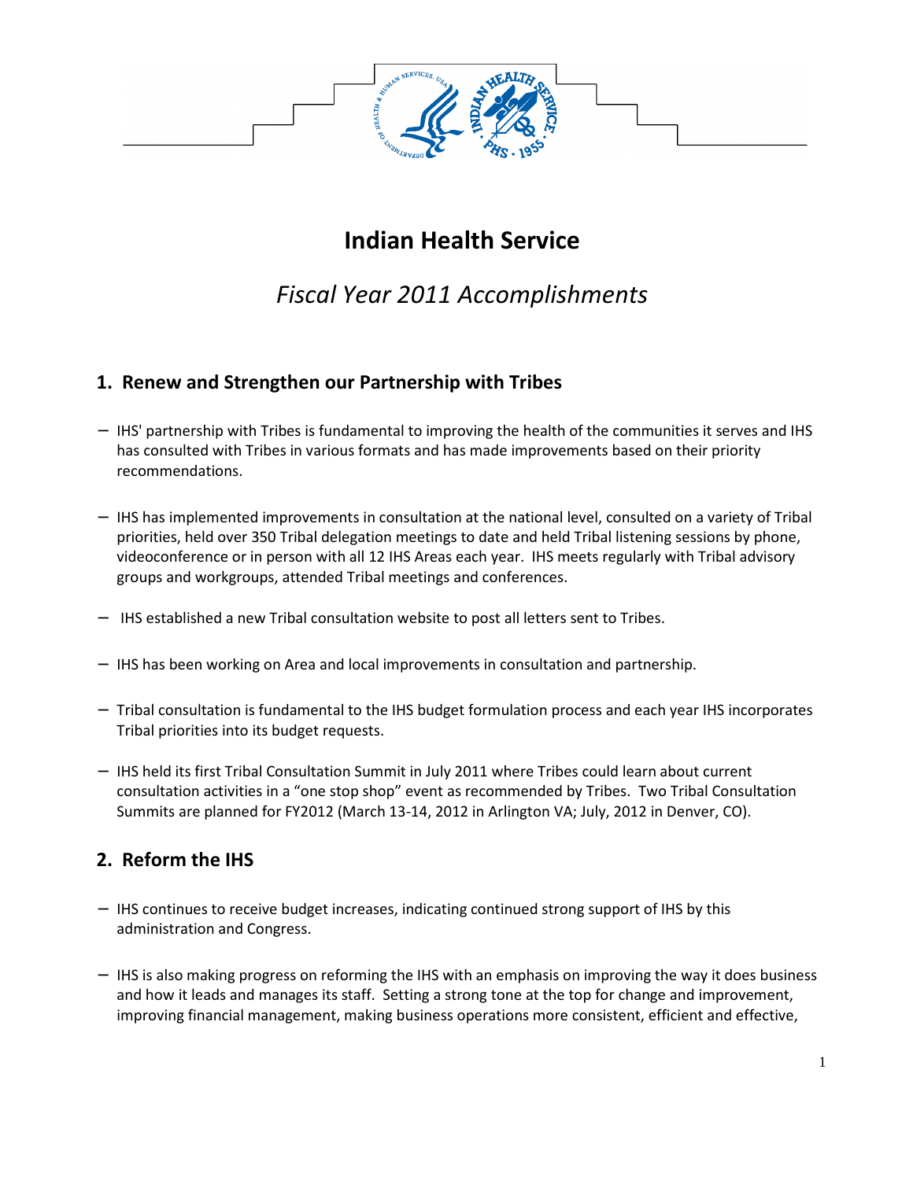# Indian Health Service

## *Fiscal Year 2011 Accomplishments*

## 1. Renew and Strengthen our Partnership with Tribes

- IHS' partnership with Tribes is fundamental to improving the health of the communities it serves and IHS has consulted with Tribes in various formats and has made improvements based on their priority recommendations.

- IHS has implemented improvements in consultation at the national level, consulted on a variety of Tribal priorities, held over 350 Tribal delegation meetings to date and held Tribal listening sessions by phone, videoconference or in person with all 12 IHS Areas each year. IHS meets regularly with Tribal advisory groups and workgroups, attended Tribal meetings and conferences.

- IHS established a new Tribal consultation website to post all letters sent to Tribes.

- IHS has been working on Area and local improvements in consultation and partnership.

- Tribal consultation is fundamental to the IHS budget formulation process and each year IHS incorporates Tribal priorities into its budget requests.

- IHS held its first Tribal Consultation Summit in July 2011 where Tribes could learn about current consultation activities in a "one stop shop" event as recommended by Tribes. Two Tribal Consultation Summits are planned for FY2012 (March 13-14, 2012 in Arlington VA; July, 2012 in Denver, CO).

## 2. Reform the IHS

- IHS continues to receive budget increases, indicating continued strong support of IHS by this administration and Congress.

- IHS is also making progress on reforming the IHS with an emphasis on improving the way it does business and how it leads and manages its staff. Setting a strong tone at the top for change and improvement, improving financial management, making business operations more consistent, efficient and effective,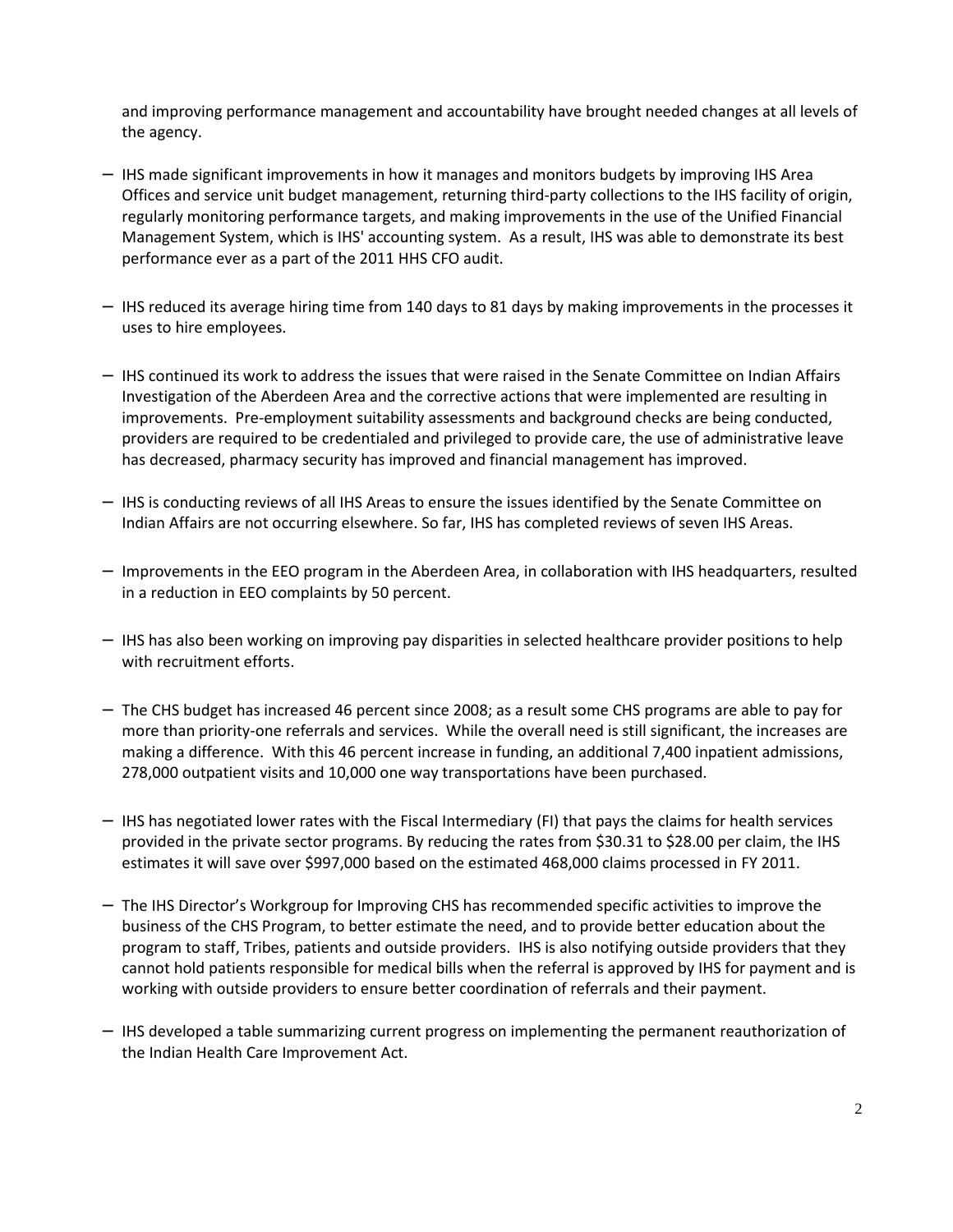and improving performance management and accountability have brought needed changes at all levels of the agency.

- IHS made significant improvements in how it manages and monitors budgets by improving IHS Area Offices and service unit budget management, returning third-party collections to the IHS facility of origin, regularly monitoring performance targets, and making improvements in the use of the Unified Financial Management System, which is IHS' accounting system. As a result, IHS was able to demonstrate its best performance ever as a part of the 2011 HHS CFO audit.

- IHS reduced its average hiring time from 140 days to 81 days by making improvements in the processes it uses to hire employees.

- IHS continued its work to address the issues that were raised in the Senate Committee on Indian Affairs Investigation of the Aberdeen Area and the corrective actions that were implemented are resulting in improvements. Pre-employment suitability assessments and background checks are being conducted, providers are required to be credentialed and privileged to provide care, the use of administrative leave has decreased, pharmacy security has improved and financial management has improved.

- IHS is conducting reviews of all IHS Areas to ensure the issues identified by the Senate Committee on Indian Affairs are not occurring elsewhere. So far, IHS has completed reviews of seven IHS Areas.

- Improvements in the EEO program in the Aberdeen Area, in collaboration with IHS headquarters, resulted in a reduction in EEO complaints by 50 percent.

- IHS has also been working on improving pay disparities in selected healthcare provider positions to help with recruitment efforts.

- The CHS budget has increased 46 percent since 2008; as a result some CHS programs are able to pay for more than priority-one referrals and services. While the overall need is still significant, the increases are making a difference. With this 46 percent increase in funding, an additional 7,400 inpatient admissions, 278,000 outpatient visits and 10,000 one way transportations have been purchased.

- IHS has negotiated lower rates with the Fiscal Intermediary (FI) that pays the claims for health services provided in the private sector programs. By reducing the rates from $30.31 to $28.00 per claim, the IHS estimates it will save over $997,000 based on the estimated 468,000 claims processed in FY 2011.

- The IHS Director's Workgroup for Improving CHS has recommended specific activities to improve the business of the CHS Program, to better estimate the need, and to provide better education about the program to staff, Tribes, patients and outside providers. IHS is also notifying outside providers that they cannot hold patients responsible for medical bills when the referral is approved by IHS for payment and is working with outside providers to ensure better coordination of referrals and their payment.

- IHS developed a table summarizing current progress on implementing the permanent reauthorization of the Indian Health Care Improvement Act.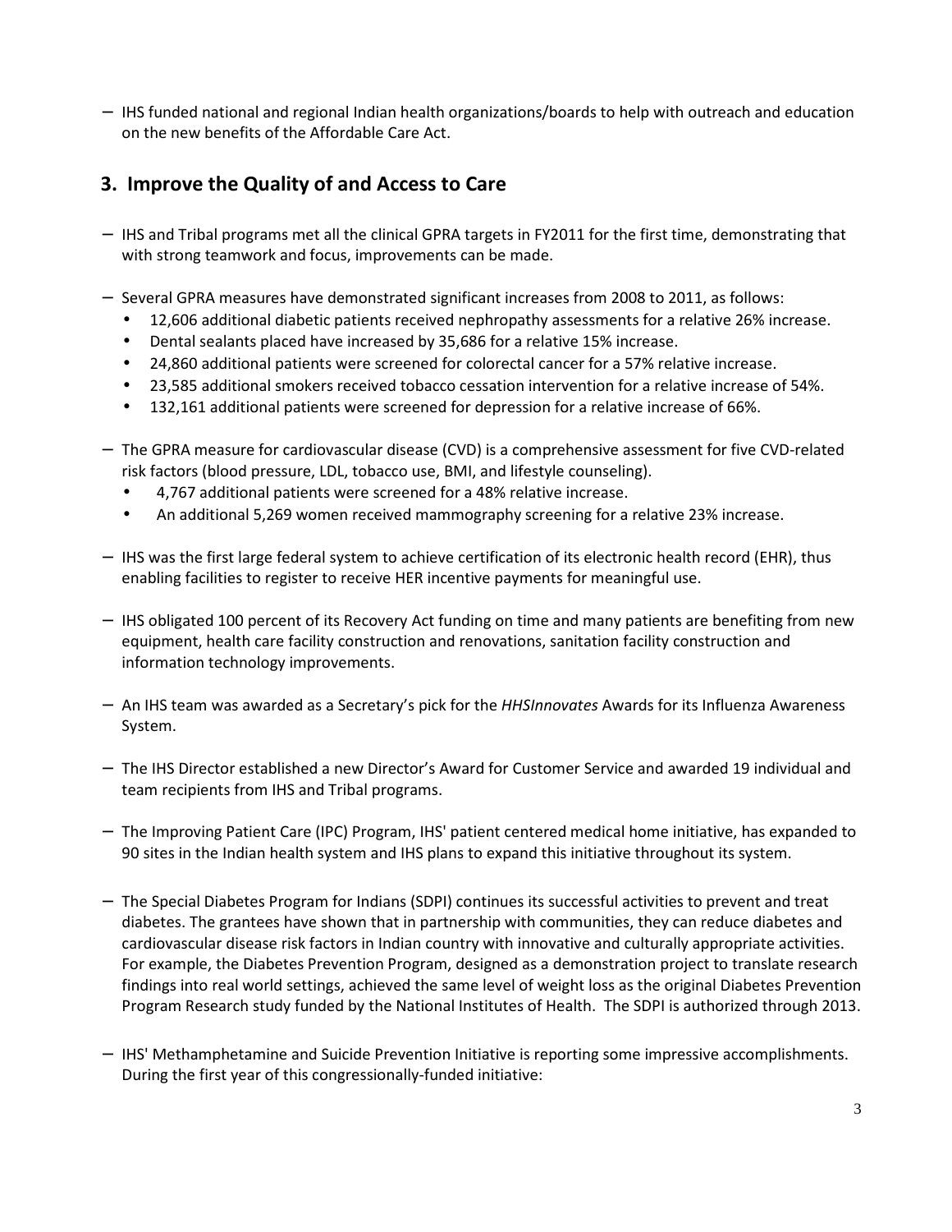- IHS funded national and regional Indian health organizations/boards to help with outreach and education on the new benefits of the Affordable Care Act.

## 3. Improve the Quality of and Access to Care

- IHS and Tribal programs met all the clinical GPRA targets in FY2011 for the first time, demonstrating that with strong teamwork and focus, improvements can be made.

- Several GPRA measures have demonstrated significant increases from 2008 to 2011, as follows:
  - 12,606 additional diabetic patients received nephropathy assessments for a relative 26% increase.
  - Dental sealants placed have increased by 35,686 for a relative 15% increase.
  - 24,860 additional patients were screened for colorectal cancer for a 57% relative increase.
  - 23,585 additional smokers received tobacco cessation intervention for a relative increase of 54%.
  - 132,161 additional patients were screened for depression for a relative increase of 66%.

- The GPRA measure for cardiovascular disease (CVD) is a comprehensive assessment for five CVD-related risk factors (blood pressure, LDL, tobacco use, BMI, and lifestyle counseling).
  - 4,767 additional patients were screened for a 48% relative increase.
  - An additional 5,269 women received mammography screening for a relative 23% increase.

- IHS was the first large federal system to achieve certification of its electronic health record (EHR), thus enabling facilities to register to receive HER incentive payments for meaningful use.

- IHS obligated 100 percent of its Recovery Act funding on time and many patients are benefiting from new equipment, health care facility construction and renovations, sanitation facility construction and information technology improvements.

- An IHS team was awarded as a Secretary's pick for the *HHSInnovates* Awards for its Influenza Awareness System.

- The IHS Director established a new Director's Award for Customer Service and awarded 19 individual and team recipients from IHS and Tribal programs.

- The Improving Patient Care (IPC) Program, IHS' patient centered medical home initiative, has expanded to 90 sites in the Indian health system and IHS plans to expand this initiative throughout its system.

- The Special Diabetes Program for Indians (SDPI) continues its successful activities to prevent and treat diabetes. The grantees have shown that in partnership with communities, they can reduce diabetes and cardiovascular disease risk factors in Indian country with innovative and culturally appropriate activities. For example, the Diabetes Prevention Program, designed as a demonstration project to translate research findings into real world settings, achieved the same level of weight loss as the original Diabetes Prevention Program Research study funded by the National Institutes of Health. The SDPI is authorized through 2013.

- IHS' Methamphetamine and Suicide Prevention Initiative is reporting some impressive accomplishments. During the first year of this congressionally-funded initiative: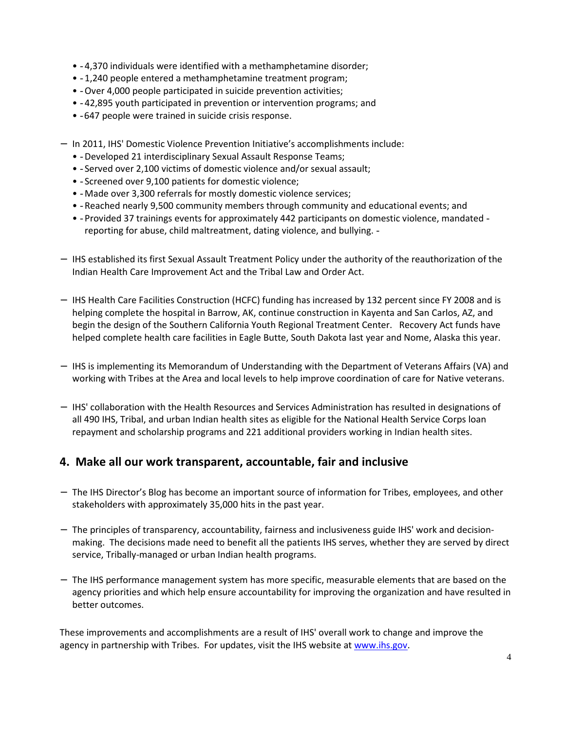- - 4,370 individuals were identified with a methamphetamine disorder;
- - 1,240 people entered a methamphetamine treatment program;
- - Over 4,000 people participated in suicide prevention activities;
- - 42,895 youth participated in prevention or intervention programs; and
- - 647 people were trained in suicide crisis response.

– In 2011, IHS' Domestic Violence Prevention Initiative's accomplishments include:
  - - Developed 21 interdisciplinary Sexual Assault Response Teams;
  - - Served over 2,100 victims of domestic violence and/or sexual assault;
  - - Screened over 9,100 patients for domestic violence;
  - - Made over 3,300 referrals for mostly domestic violence services;
  - - Reached nearly 9,500 community members through community and educational events; and
  - - Provided 37 trainings events for approximately 442 participants on domestic violence, mandated - reporting for abuse, child maltreatment, dating violence, and bullying. -

– IHS established its first Sexual Assault Treatment Policy under the authority of the reauthorization of the Indian Health Care Improvement Act and the Tribal Law and Order Act.

– IHS Health Care Facilities Construction (HCFC) funding has increased by 132 percent since FY 2008 and is helping complete the hospital in Barrow, AK, continue construction in Kayenta and San Carlos, AZ, and begin the design of the Southern California Youth Regional Treatment Center. Recovery Act funds have helped complete health care facilities in Eagle Butte, South Dakota last year and Nome, Alaska this year.

– IHS is implementing its Memorandum of Understanding with the Department of Veterans Affairs (VA) and working with Tribes at the Area and local levels to help improve coordination of care for Native veterans.

– IHS' collaboration with the Health Resources and Services Administration has resulted in designations of all 490 IHS, Tribal, and urban Indian health sites as eligible for the National Health Service Corps loan repayment and scholarship programs and 221 additional providers working in Indian health sites.

## 4. Make all our work transparent, accountable, fair and inclusive

– The IHS Director's Blog has become an important source of information for Tribes, employees, and other stakeholders with approximately 35,000 hits in the past year.

– The principles of transparency, accountability, fairness and inclusiveness guide IHS' work and decision-making. The decisions made need to benefit all the patients IHS serves, whether they are served by direct service, Tribally-managed or urban Indian health programs.

– The IHS performance management system has more specific, measurable elements that are based on the agency priorities and which help ensure accountability for improving the organization and have resulted in better outcomes.

These improvements and accomplishments are a result of IHS' overall work to change and improve the agency in partnership with Tribes. For updates, visit the IHS website at [www.ihs.gov](http://www.ihs.gov).